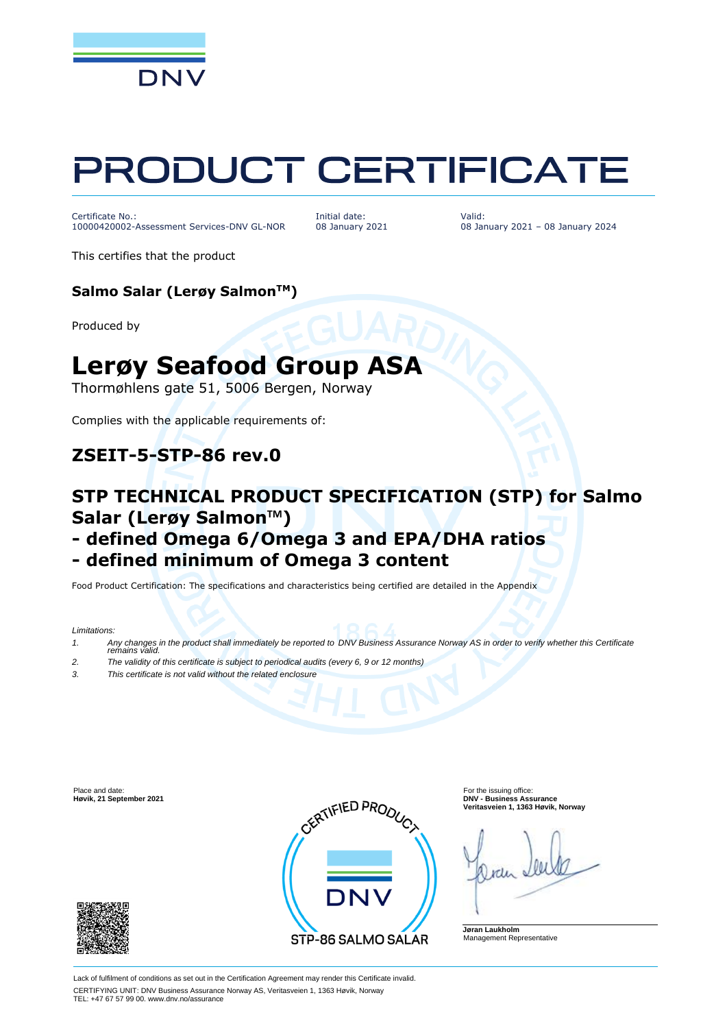DNV

# PRODUCT CERTIFICATE

Certificate No.:
10000420002-Assessment Services-DNV GL-NOR

Initial date:
08 January 2021

Valid:
08 January 2021 – 08 January 2024

This certifies that the product

**Salmo Salar (Lerøy Salmon™)**

Produced by

## Lerøy Seafood Group ASA

Thormøhlens gate 51, 5006 Bergen, Norway

Complies with the applicable requirements of:

### ZSEIT-5-STP-86 rev.0

### STP TECHNICAL PRODUCT SPECIFICATION (STP) for Salmo Salar (Lerøy Salmon™)
### - defined Omega 6/Omega 3 and EPA/DHA ratios
### - defined minimum of Omega 3 content

Food Product Certification: The specifications and characteristics being certified are detailed in the Appendix

*Limitations:*

1. *Any changes in the product shall immediately be reported to DNV Business Assurance Norway AS in order to verify whether this Certificate remains valid.*
2. *The validity of this certificate is subject to periodical audits (every 6, 9 or 12 months)*
3. *This certificate is not valid without the related enclosure*

Place and date:
**Høvik, 21 September 2021**

CERTIFIED PRODUCT DNV STP-86 SALMO SALAR

For the issuing office:
**DNV - Business Assurance**
**Veritasveien 1, 1363 Høvik, Norway**

**Jøran Laukholm**
Management Representative

Lack of fulfilment of conditions as set out in the Certification Agreement may render this Certificate invalid.
CERTIFYING UNIT: DNV Business Assurance Norway AS, Veritasveien 1, 1363 Høvik, Norway
TEL: +47 67 57 99 00. www.dnv.no/assurance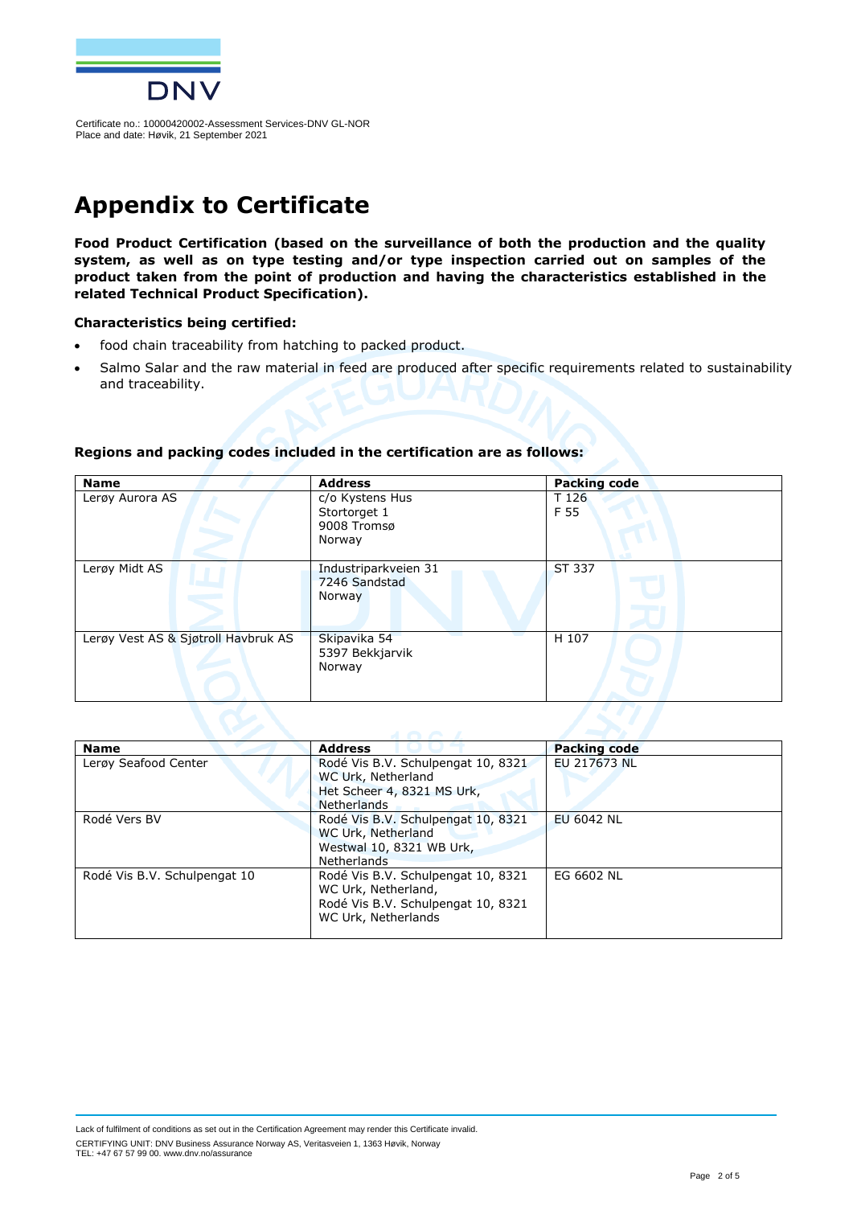Certificate no.: 10000420002-Assessment Services-DNV GL-NOR
Place and date: Høvik, 21 September 2021

# Appendix to Certificate

**Food Product Certification (based on the surveillance of both the production and the quality system, as well as on type testing and/or type inspection carried out on samples of the product taken from the point of production and having the characteristics established in the related Technical Product Specification).**

**Characteristics being certified:**

- food chain traceability from hatching to packed product.
- Salmo Salar and the raw material in feed are produced after specific requirements related to sustainability and traceability.

**Regions and packing codes included in the certification are as follows:**

| Name | Address | Packing code |
|---|---|---|
| Lerøy Aurora AS | c/o Kystens Hus<br>Stortorget 1<br>9008 Tromsø<br>Norway | T 126<br>F 55 |
| Lerøy Midt AS | Industriparkveien 31<br>7246 Sandstad<br>Norway | ST 337 |
| Lerøy Vest AS & Sjøtroll Havbruk AS | Skipavika 54<br>5397 Bekkjarvik<br>Norway | H 107 |

| Name | Address | Packing code |
|---|---|---|
| Lerøy Seafood Center | Rodé Vis B.V. Schulpengat 10, 8321 WC Urk, Netherland<br>Het Scheer 4, 8321 MS Urk, Netherlands | EU 217673 NL |
| Rodé Vers BV | Rodé Vis B.V. Schulpengat 10, 8321 WC Urk, Netherland<br>Westwal 10, 8321 WB Urk, Netherlands | EU 6042 NL |
| Rodé Vis B.V. Schulpengat 10 | Rodé Vis B.V. Schulpengat 10, 8321 WC Urk, Netherland,<br>Rodé Vis B.V. Schulpengat 10, 8321 WC Urk, Netherlands | EG 6602 NL |

Lack of fulfilment of conditions as set out in the Certification Agreement may render this Certificate invalid.

CERTIFYING UNIT: DNV Business Assurance Norway AS, Veritasveien 1, 1363 Høvik, Norway
TEL: +47 67 57 99 00. www.dnv.no/assurance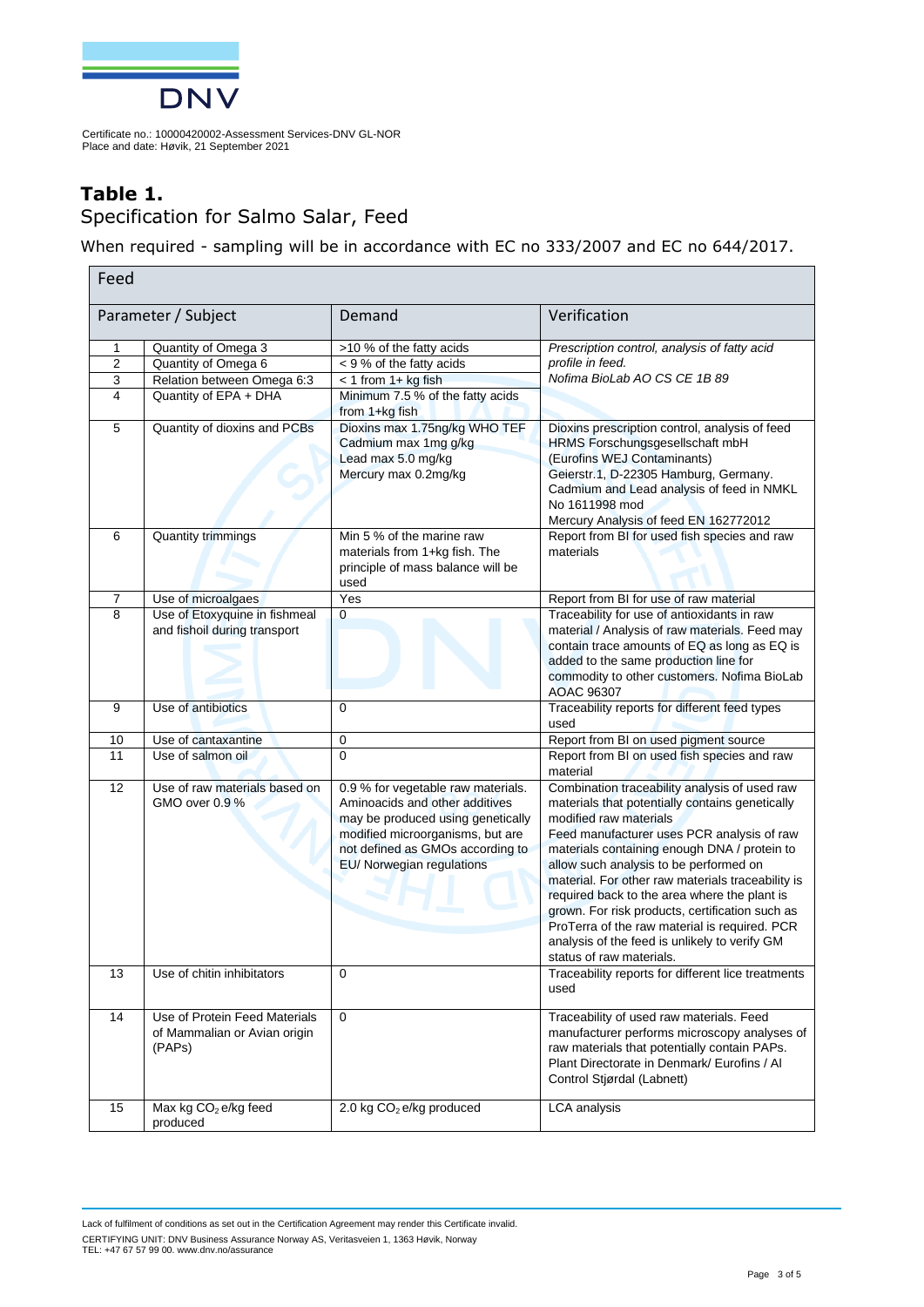Certificate no.: 10000420002-Assessment Services-DNV GL-NOR
Place and date: Høvik, 21 September 2021

## Table 1.

Specification for Salmo Salar, Feed

When required - sampling will be in accordance with EC no 333/2007 and EC no 644/2017.

| Feed | | | |
|---|---|---|---|
| Parameter / Subject | | Demand | Verification |
| 1 | Quantity of Omega 3 | >10 % of the fatty acids | *Prescription control, analysis of fatty acid profile in feed. Nofima BioLab AO CS CE 1B 89* |
| 2 | Quantity of Omega 6 | < 9 % of the fatty acids | |
| 3 | Relation between Omega 6:3 | < 1 from 1+ kg fish | |
| 4 | Quantity of EPA + DHA | Minimum 7.5 % of the fatty acids from 1+kg fish | |
| 5 | Quantity of dioxins and PCBs | Dioxins max 1.75ng/kg WHO TEF<br>Cadmium max 1mg g/kg<br>Lead max 5.0 mg/kg<br>Mercury max 0.2mg/kg | Dioxins prescription control, analysis of feed HRMS Forschungsgesellschaft mbH (Eurofins WEJ Contaminants) Geierstr.1, D-22305 Hamburg, Germany. Cadmium and Lead analysis of feed in NMKL No 1611998 mod<br>Mercury Analysis of feed EN 162772012 |
| 6 | Quantity trimmings | Min 5 % of the marine raw materials from 1+kg fish. The principle of mass balance will be used | Report from BI for used fish species and raw materials |
| 7 | Use of microalgaes | Yes | Report from BI for use of raw material |
| 8 | Use of Etoxyquine in fishmeal and fishoil during transport | 0 | Traceability for use of antioxidants in raw material / Analysis of raw materials. Feed may contain trace amounts of EQ as long as EQ is added to the same production line for commodity to other customers. Nofima BioLab AOAC 96307 |
| 9 | Use of antibiotics | 0 | Traceability reports for different feed types used |
| 10 | Use of cantaxantine | 0 | Report from BI on used pigment source |
| 11 | Use of salmon oil | 0 | Report from BI on used fish species and raw material |
| 12 | Use of raw materials based on GMO over 0.9 % | 0.9 % for vegetable raw materials. Aminoacids and other additives may be produced using genetically modified microorganisms, but are not defined as GMOs according to EU/ Norwegian regulations | Combination traceability analysis of used raw materials that potentially contains genetically modified raw materials<br>Feed manufacturer uses PCR analysis of raw materials containing enough DNA / protein to allow such analysis to be performed on material. For other raw materials traceability is required back to the area where the plant is grown. For risk products, certification such as ProTerra of the raw material is required. PCR analysis of the feed is unlikely to verify GM status of raw materials. |
| 13 | Use of chitin inhibitators | 0 | Traceability reports for different lice treatments used |
| 14 | Use of Protein Feed Materials of Mammalian or Avian origin (PAPs) | 0 | Traceability of used raw materials. Feed manufacturer performs microscopy analyses of raw materials that potentially contain PAPs. Plant Directorate in Denmark/ Eurofins / Al Control Stjørdal (Labnett) |
| 15 | Max kg $CO_2$ e/kg feed produced | 2.0 kg $CO_2$ e/kg produced | LCA analysis |

Lack of fulfilment of conditions as set out in the Certification Agreement may render this Certificate invalid.

CERTIFYING UNIT: DNV Business Assurance Norway AS, Veritasveien 1, 1363 Høvik, Norway
TEL: +47 67 57 99 00. www.dnv.no/assurance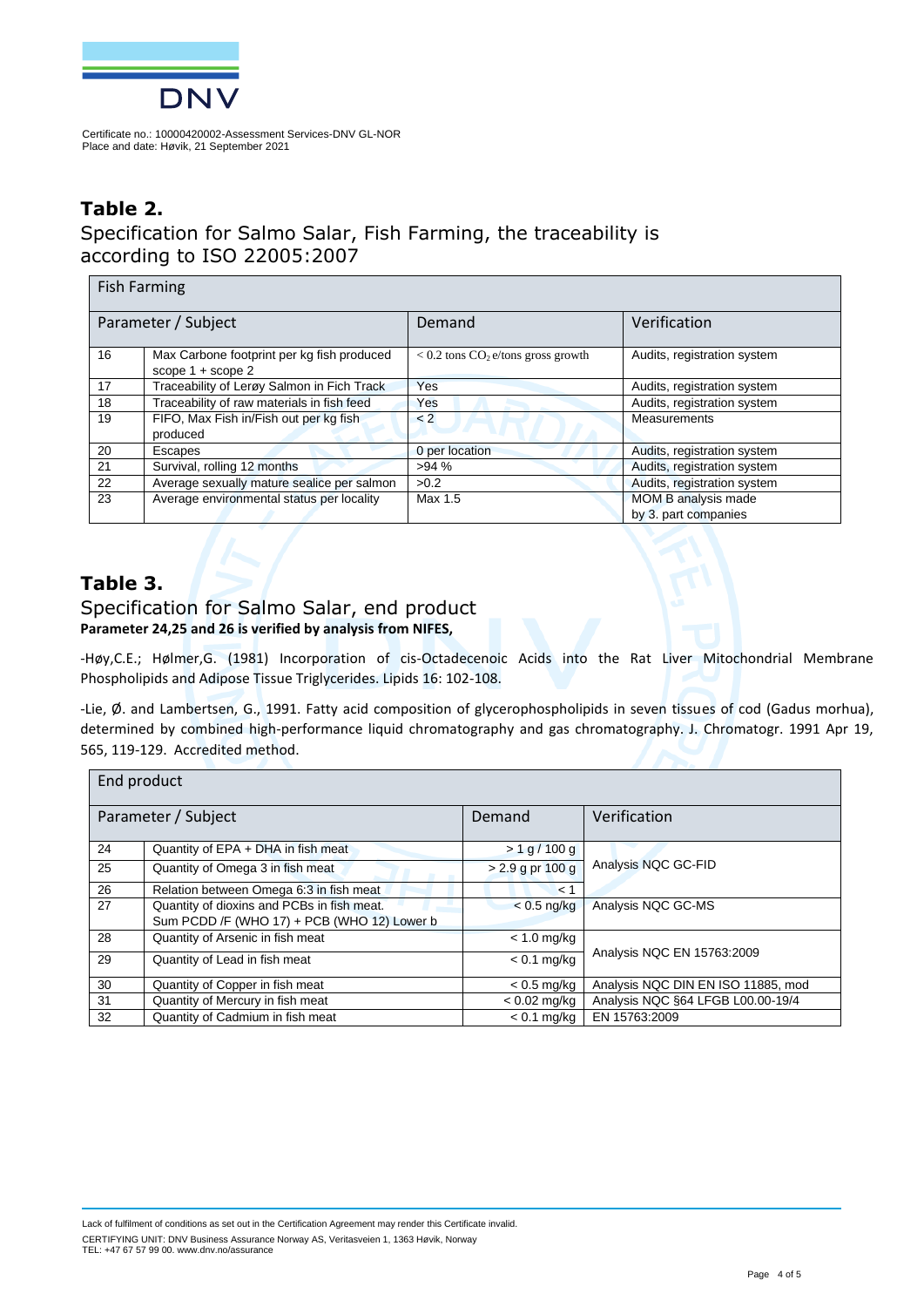Certificate no.: 10000420002-Assessment Services-DNV GL-NOR
Place and date: Høvik, 21 September 2021

## Table 2.

### Specification for Salmo Salar, Fish Farming, the traceability is according to ISO 22005:2007

| Fish Farming | | | |
|---|---|---|---|
| Parameter / Subject | | Demand | Verification |
| 16 | Max Carbone footprint per kg fish produced scope 1 + scope 2 | < 0.2 tons $CO_2$ e/tons gross growth | Audits, registration system |
| 17 | Traceability of Lerøy Salmon in Fich Track | Yes | Audits, registration system |
| 18 | Traceability of raw materials in fish feed | Yes | Audits, registration system |
| 19 | FIFO, Max Fish in/Fish out per kg fish produced | < 2 | Measurements |
| 20 | Escapes | 0 per location | Audits, registration system |
| 21 | Survival, rolling 12 months | >94 % | Audits, registration system |
| 22 | Average sexually mature sealice per salmon | >0.2 | Audits, registration system |
| 23 | Average environmental status per locality | Max 1.5 | MOM B analysis made by 3. part companies |

## Table 3.

### Specification for Salmo Salar, end product

**Parameter 24,25 and 26 is verified by analysis from NIFES,**

-Høy,C.E.; Hølmer,G. (1981) Incorporation of cis-Octadecenoic Acids into the Rat Liver Mitochondrial Membrane Phospholipids and Adipose Tissue Triglycerides. Lipids 16: 102-108.

-Lie, Ø. and Lambertsen, G., 1991. Fatty acid composition of glycerophospholipids in seven tissues of cod (Gadus morhua), determined by combined high-performance liquid chromatography and gas chromatography. J. Chromatogr. 1991 Apr 19, 565, 119-129. Accredited method.

| End product | | | |
|---|---|---|---|
| Parameter / Subject | | Demand | Verification |
| 24 | Quantity of EPA + DHA in fish meat | > 1 g / 100 g | Analysis NQC GC-FID |
| 25 | Quantity of Omega 3 in fish meat | > 2.9 g pr 100 g | |
| 26 | Relation between Omega 6:3 in fish meat | < 1 | |
| 27 | Quantity of dioxins and PCBs in fish meat. Sum PCDD /F (WHO 17) + PCB (WHO 12) Lower b | < 0.5 ng/kg | Analysis NQC GC-MS |
| 28 | Quantity of Arsenic in fish meat | < 1.0 mg/kg | Analysis NQC EN 15763:2009 |
| 29 | Quantity of Lead in fish meat | < 0.1 mg/kg | |
| 30 | Quantity of Copper in fish meat | < 0.5 mg/kg | Analysis NQC DIN EN ISO 11885, mod |
| 31 | Quantity of Mercury in fish meat | < 0.02 mg/kg | Analysis NQC §64 LFGB L00.00-19/4 |
| 32 | Quantity of Cadmium in fish meat | < 0.1 mg/kg | EN 15763:2009 |

Lack of fulfilment of conditions as set out in the Certification Agreement may render this Certificate invalid.

CERTIFYING UNIT: DNV Business Assurance Norway AS, Veritasveien 1, 1363 Høvik, Norway
TEL: +47 67 57 99 00. www.dnv.no/assurance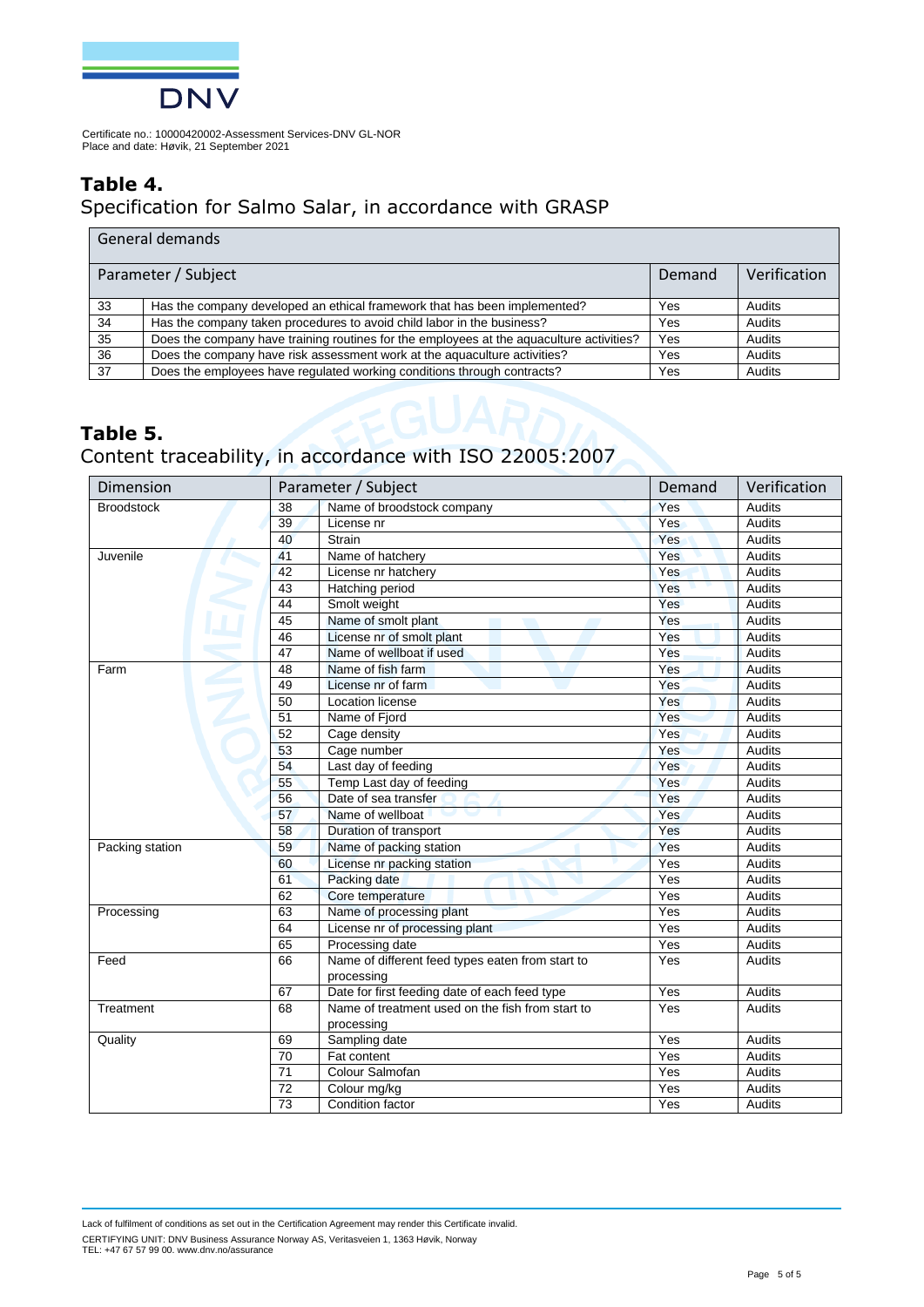Certificate no.: 10000420002-Assessment Services-DNV GL-NOR
Place and date: Høvik, 21 September 2021

## Table 4.
Specification for Salmo Salar, in accordance with GRASP

| General demands | | | |
|---|---|---|---|
| Parameter / Subject | | Demand | Verification |
| 33 | Has the company developed an ethical framework that has been implemented? | Yes | Audits |
| 34 | Has the company taken procedures to avoid child labor in the business? | Yes | Audits |
| 35 | Does the company have training routines for the employees at the aquaculture activities? | Yes | Audits |
| 36 | Does the company have risk assessment work at the aquaculture activities? | Yes | Audits |
| 37 | Does the employees have regulated working conditions through contracts? | Yes | Audits |

## Table 5.
Content traceability, in accordance with ISO 22005:2007

| Dimension | Parameter / Subject | | Demand | Verification |
|---|---|---|---|---|
| Broodstock | 38 | Name of broodstock company | Yes | Audits |
| | 39 | License nr | Yes | Audits |
| | 40 | Strain | Yes | Audits |
| Juvenile | 41 | Name of hatchery | Yes | Audits |
| | 42 | License nr hatchery | Yes | Audits |
| | 43 | Hatching period | Yes | Audits |
| | 44 | Smolt weight | Yes | Audits |
| | 45 | Name of smolt plant | Yes | Audits |
| | 46 | License nr of smolt plant | Yes | Audits |
| | 47 | Name of wellboat if used | Yes | Audits |
| Farm | 48 | Name of fish farm | Yes | Audits |
| | 49 | License nr of farm | Yes | Audits |
| | 50 | Location license | Yes | Audits |
| | 51 | Name of Fjord | Yes | Audits |
| | 52 | Cage density | Yes | Audits |
| | 53 | Cage number | Yes | Audits |
| | 54 | Last day of feeding | Yes | Audits |
| | 55 | Temp Last day of feeding | Yes | Audits |
| | 56 | Date of sea transfer | Yes | Audits |
| | 57 | Name of wellboat | Yes | Audits |
| | 58 | Duration of transport | Yes | Audits |
| Packing station | 59 | Name of packing station | Yes | Audits |
| | 60 | License nr packing station | Yes | Audits |
| | 61 | Packing date | Yes | Audits |
| | 62 | Core temperature | Yes | Audits |
| Processing | 63 | Name of processing plant | Yes | Audits |
| | 64 | License nr of processing plant | Yes | Audits |
| | 65 | Processing date | Yes | Audits |
| Feed | 66 | Name of different feed types eaten from start to processing | Yes | Audits |
| | 67 | Date for first feeding date of each feed type | Yes | Audits |
| Treatment | 68 | Name of treatment used on the fish from start to processing | Yes | Audits |
| Quality | 69 | Sampling date | Yes | Audits |
| | 70 | Fat content | Yes | Audits |
| | 71 | Colour Salmofan | Yes | Audits |
| | 72 | Colour mg/kg | Yes | Audits |
| | 73 | Condition factor | Yes | Audits |

Lack of fulfilment of conditions as set out in the Certification Agreement may render this Certificate invalid.

CERTIFYING UNIT: DNV Business Assurance Norway AS, Veritasveien 1, 1363 Høvik, Norway
TEL: +47 67 57 99 00. www.dnv.no/assurance